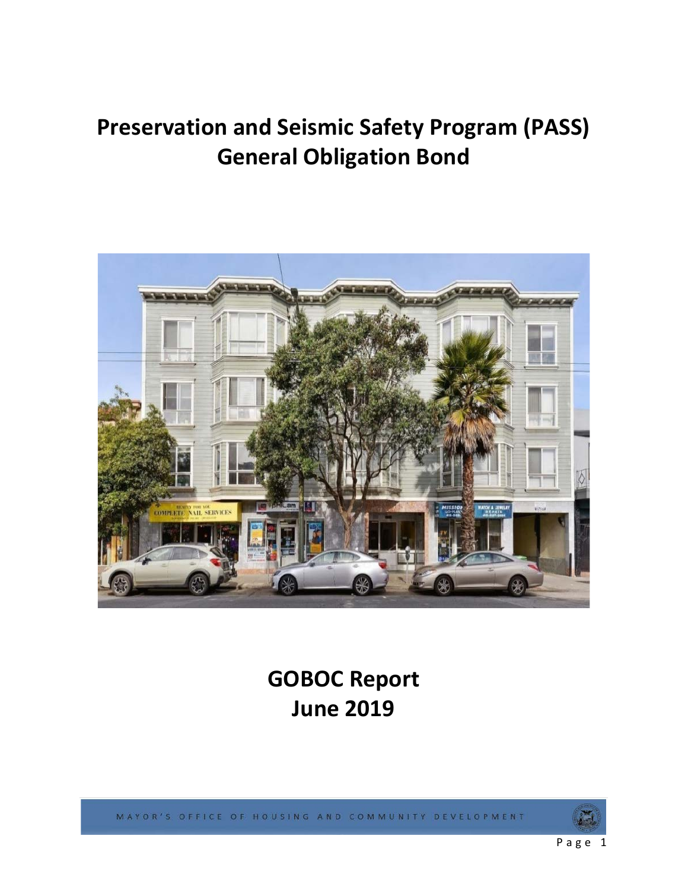# Preservation and Seismic Safety Program (PASS) General Obligation Bond

# GOBOC Report June 2019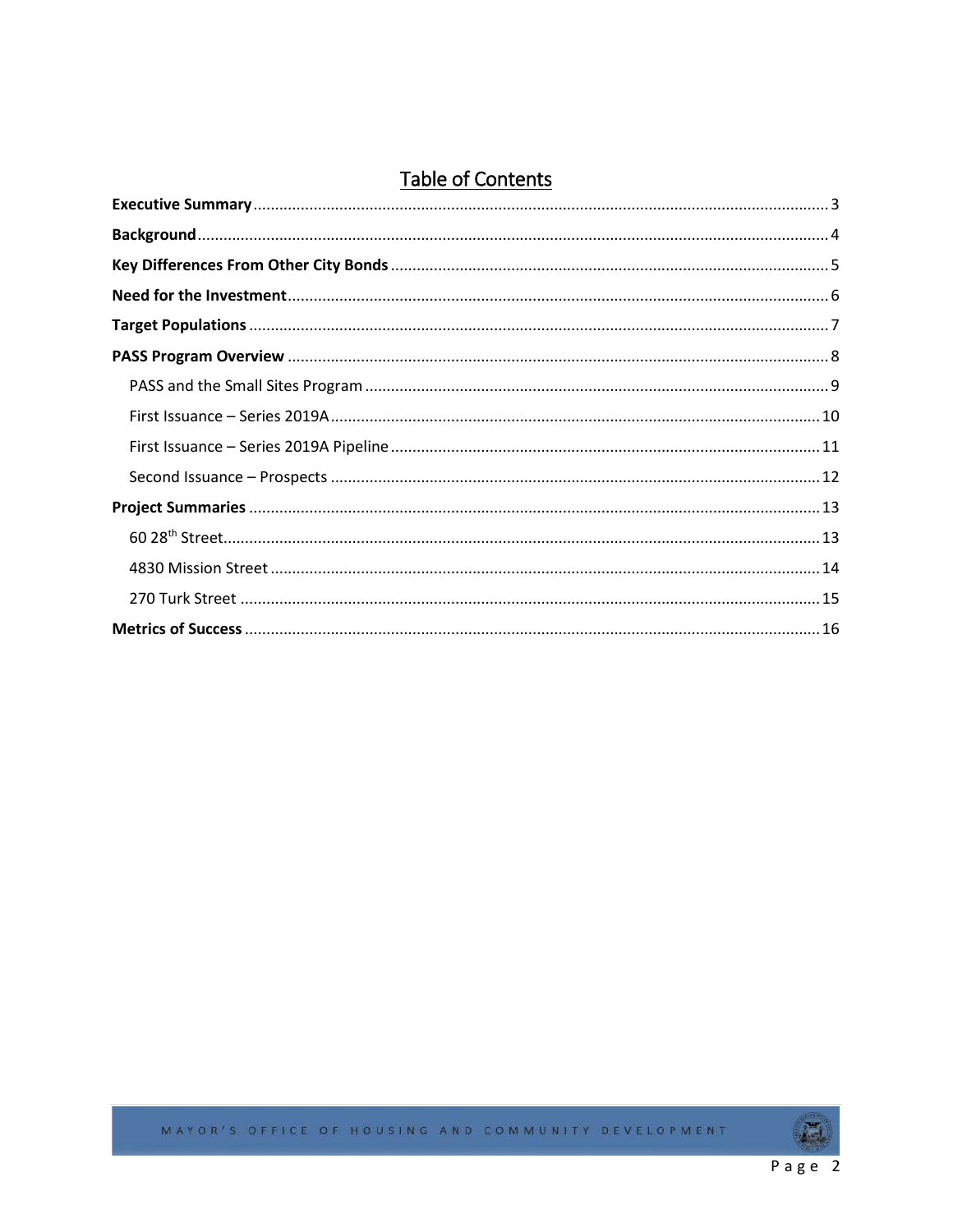# Table of Contents

**Executive Summary** ..... 3

**Background** ..... 4

**Key Differences From Other City Bonds** ..... 5

**Need for the Investment** ..... 6

**Target Populations** ..... 7

**PASS Program Overview** ..... 8

- PASS and the Small Sites Program ..... 9
- First Issuance – Series 2019A ..... 10
- First Issuance – Series 2019A Pipeline ..... 11
- Second Issuance – Prospects ..... 12

**Project Summaries** ..... 13

- 60 28th Street ..... 13
- 4830 Mission Street ..... 14
- 270 Turk Street ..... 15

**Metrics of Success** ..... 16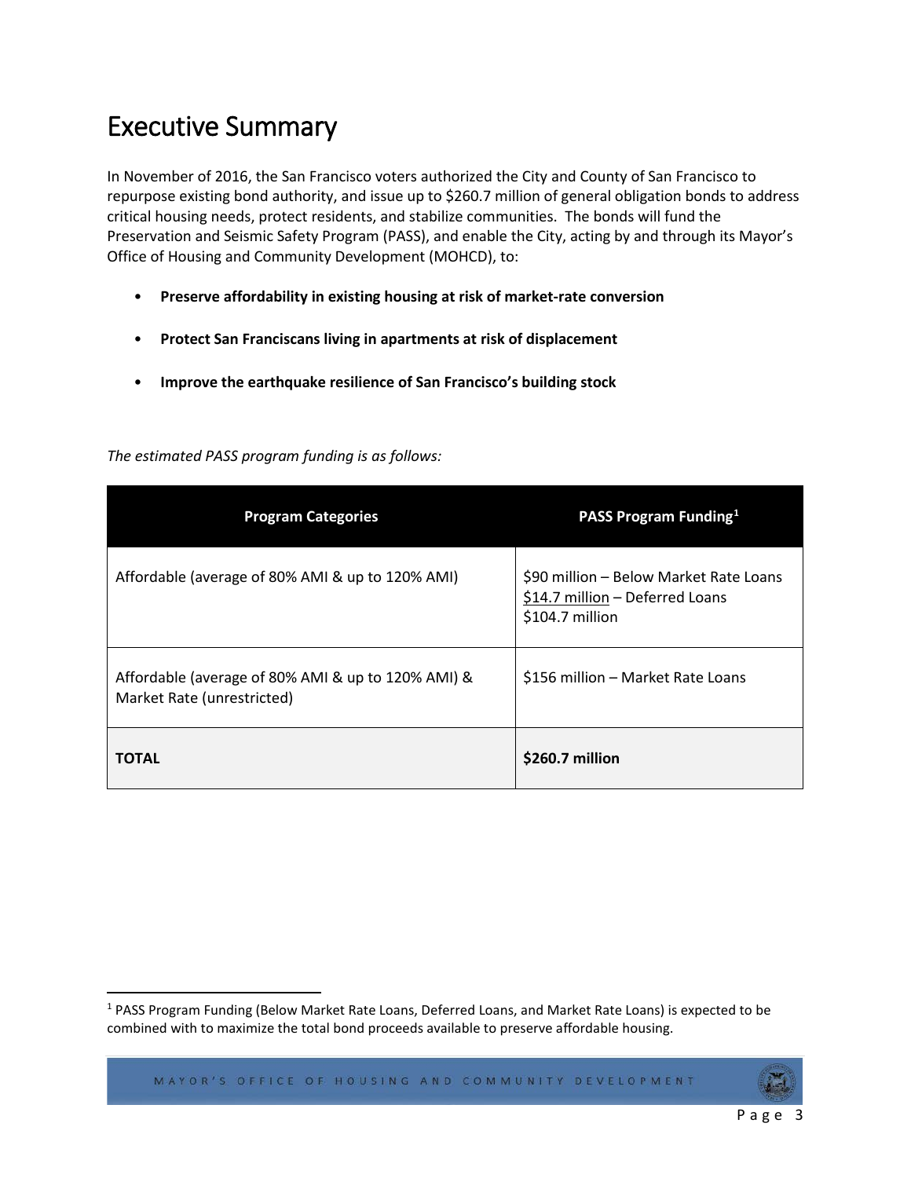# Executive Summary

In November of 2016, the San Francisco voters authorized the City and County of San Francisco to repurpose existing bond authority, and issue up to $260.7 million of general obligation bonds to address critical housing needs, protect residents, and stabilize communities. The bonds will fund the Preservation and Seismic Safety Program (PASS), and enable the City, acting by and through its Mayor's Office of Housing and Community Development (MOHCD), to:

- **Preserve affordability in existing housing at risk of market-rate conversion**
- **Protect San Franciscans living in apartments at risk of displacement**
- **Improve the earthquake resilience of San Francisco's building stock**

*The estimated PASS program funding is as follows:*

| Program Categories | PASS Program Funding[1] |
|---|---|
| Affordable (average of 80% AMI & up to 120% AMI) | $90 million – Below Market Rate Loans<br>$14.7 million – Deferred Loans<br>$104.7 million |
| Affordable (average of 80% AMI & up to 120% AMI) & Market Rate (unrestricted) | $156 million – Market Rate Loans |
| **TOTAL** | **$260.7 million** |

[1] PASS Program Funding (Below Market Rate Loans, Deferred Loans, and Market Rate Loans) is expected to be combined with to maximize the total bond proceeds available to preserve affordable housing.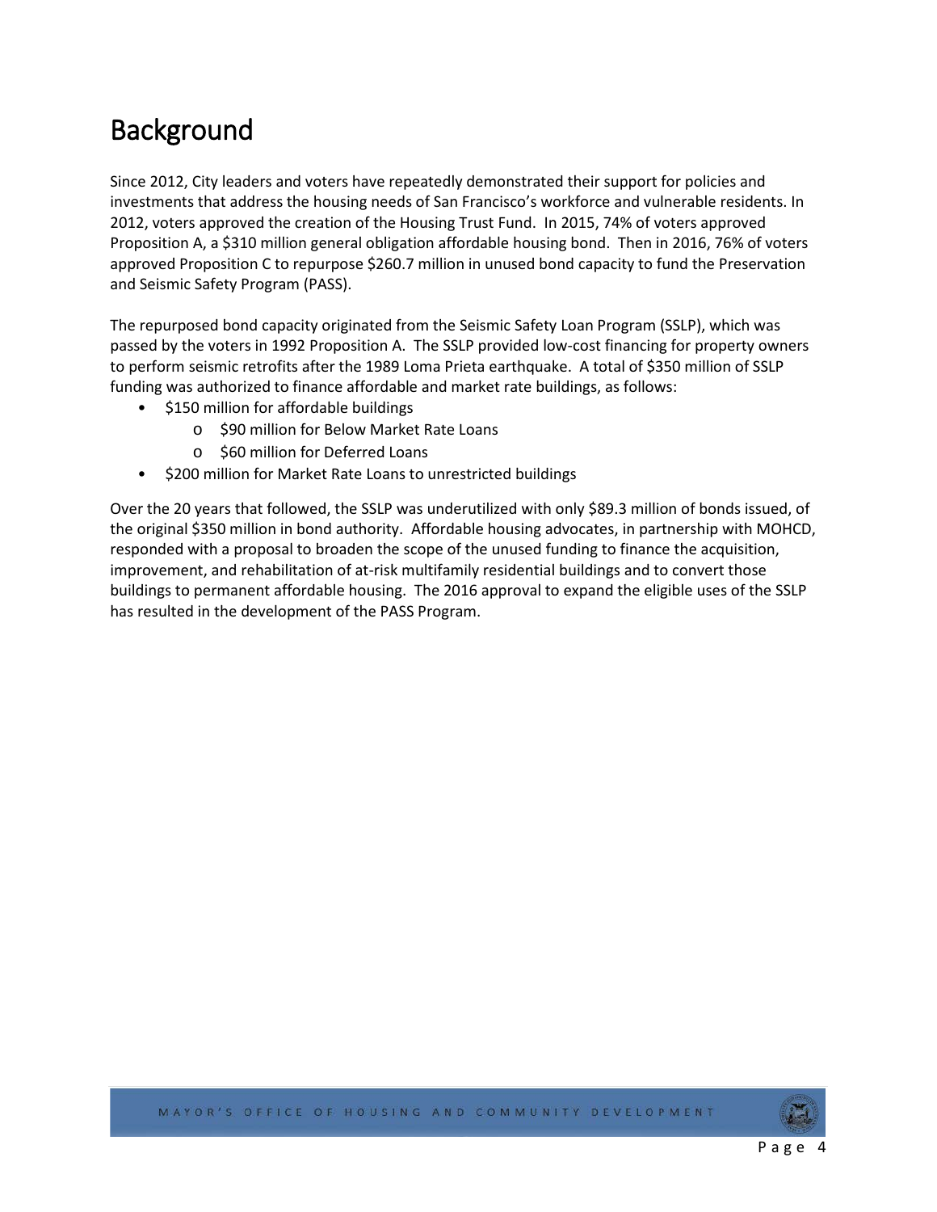# Background

Since 2012, City leaders and voters have repeatedly demonstrated their support for policies and investments that address the housing needs of San Francisco's workforce and vulnerable residents. In 2012, voters approved the creation of the Housing Trust Fund. In 2015, 74% of voters approved Proposition A, a $310 million general obligation affordable housing bond. Then in 2016, 76% of voters approved Proposition C to repurpose $260.7 million in unused bond capacity to fund the Preservation and Seismic Safety Program (PASS).

The repurposed bond capacity originated from the Seismic Safety Loan Program (SSLP), which was passed by the voters in 1992 Proposition A. The SSLP provided low-cost financing for property owners to perform seismic retrofits after the 1989 Loma Prieta earthquake. A total of $350 million of SSLP funding was authorized to finance affordable and market rate buildings, as follows:

- $150 million for affordable buildings
  - $90 million for Below Market Rate Loans
  - $60 million for Deferred Loans
- $200 million for Market Rate Loans to unrestricted buildings

Over the 20 years that followed, the SSLP was underutilized with only $89.3 million of bonds issued, of the original $350 million in bond authority. Affordable housing advocates, in partnership with MOHCD, responded with a proposal to broaden the scope of the unused funding to finance the acquisition, improvement, and rehabilitation of at-risk multifamily residential buildings and to convert those buildings to permanent affordable housing. The 2016 approval to expand the eligible uses of the SSLP has resulted in the development of the PASS Program.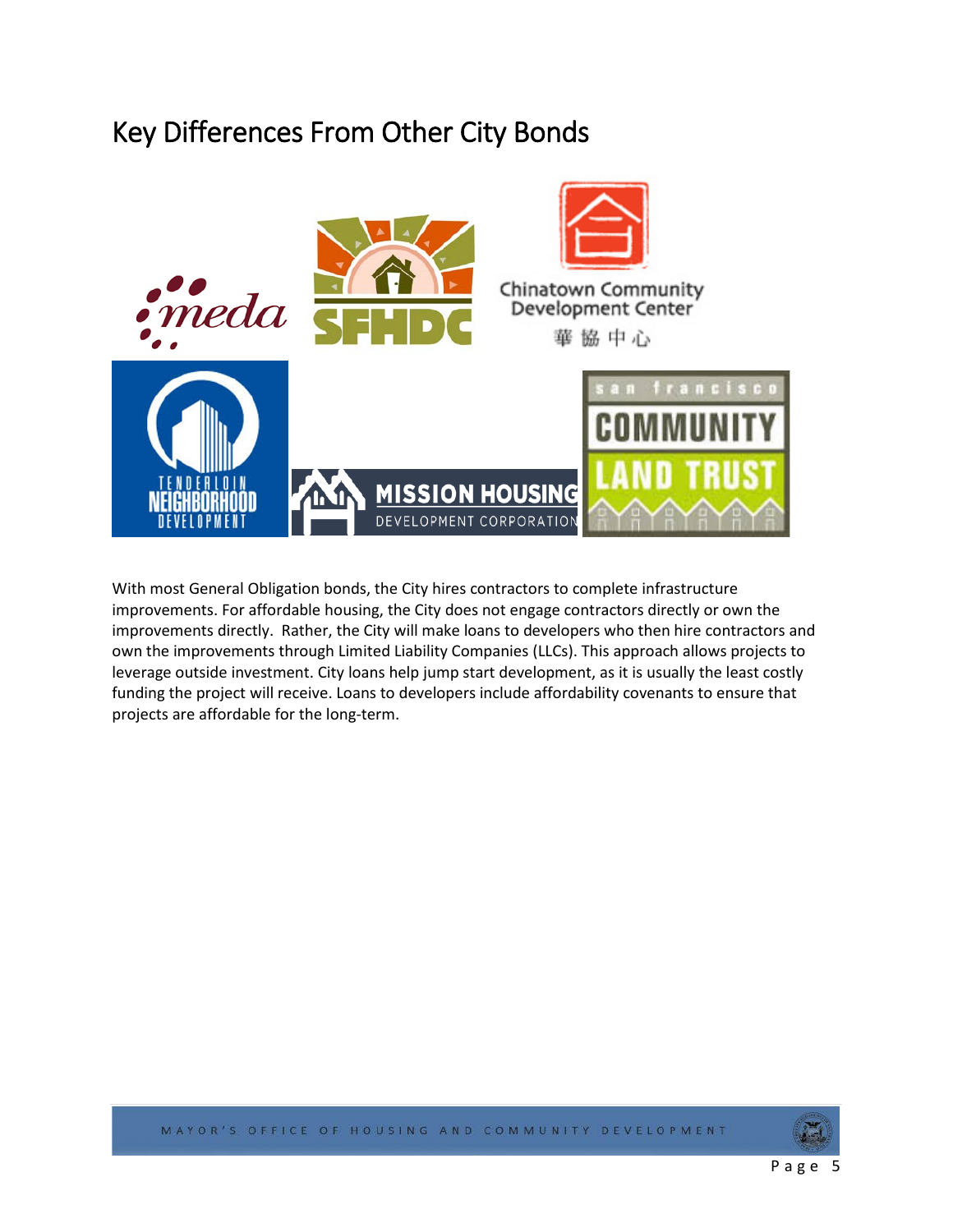# Key Differences From Other City Bonds

With most General Obligation bonds, the City hires contractors to complete infrastructure improvements. For affordable housing, the City does not engage contractors directly or own the improvements directly. Rather, the City will make loans to developers who then hire contractors and own the improvements through Limited Liability Companies (LLCs). This approach allows projects to leverage outside investment. City loans help jump start development, as it is usually the least costly funding the project will receive. Loans to developers include affordability covenants to ensure that projects are affordable for the long-term.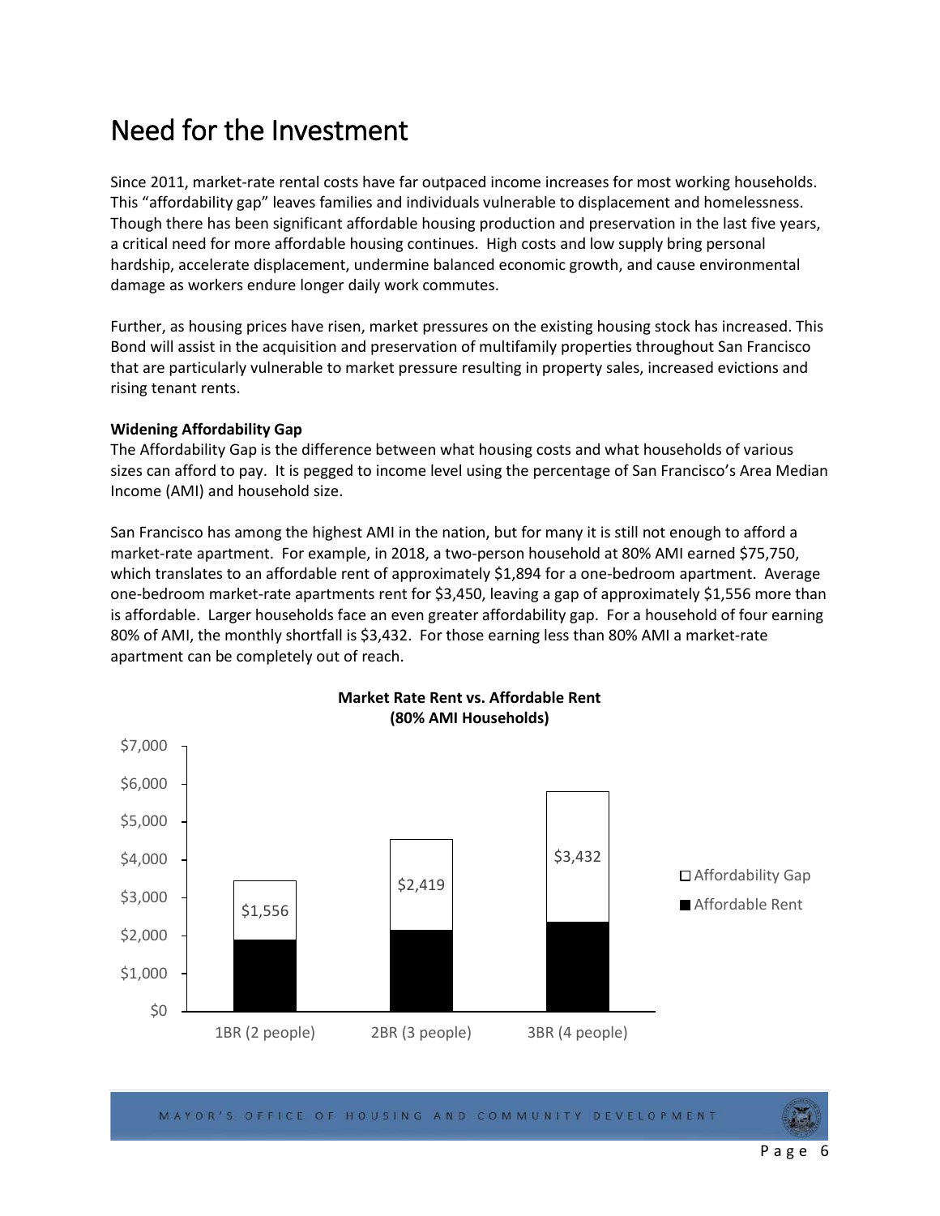# Need for the Investment

Since 2011, market-rate rental costs have far outpaced income increases for most working households. This "affordability gap" leaves families and individuals vulnerable to displacement and homelessness. Though there has been significant affordable housing production and preservation in the last five years, a critical need for more affordable housing continues. High costs and low supply bring personal hardship, accelerate displacement, undermine balanced economic growth, and cause environmental damage as workers endure longer daily work commutes.

Further, as housing prices have risen, market pressures on the existing housing stock has increased. This Bond will assist in the acquisition and preservation of multifamily properties throughout San Francisco that are particularly vulnerable to market pressure resulting in property sales, increased evictions and rising tenant rents.

**Widening Affordability Gap**

The Affordability Gap is the difference between what housing costs and what households of various sizes can afford to pay. It is pegged to income level using the percentage of San Francisco's Area Median Income (AMI) and household size.

San Francisco has among the highest AMI in the nation, but for many it is still not enough to afford a market-rate apartment. For example, in 2018, a two-person household at 80% AMI earned $75,750, which translates to an affordable rent of approximately $1,894 for a one-bedroom apartment. Average one-bedroom market-rate apartments rent for $3,450, leaving a gap of approximately $1,556 more than is affordable. Larger households face an even greater affordability gap. For a household of four earning 80% of AMI, the monthly shortfall is $3,432. For those earning less than 80% AMI a market-rate apartment can be completely out of reach.

**Market Rate Rent vs. Affordable Rent (80% AMI Households)**

| Unit Type | Affordability Gap |
| --- | --- |
| 1BR (2 people) | $1,556 |
| 2BR (3 people) | $2,419 |
| 3BR (4 people) | $3,432 |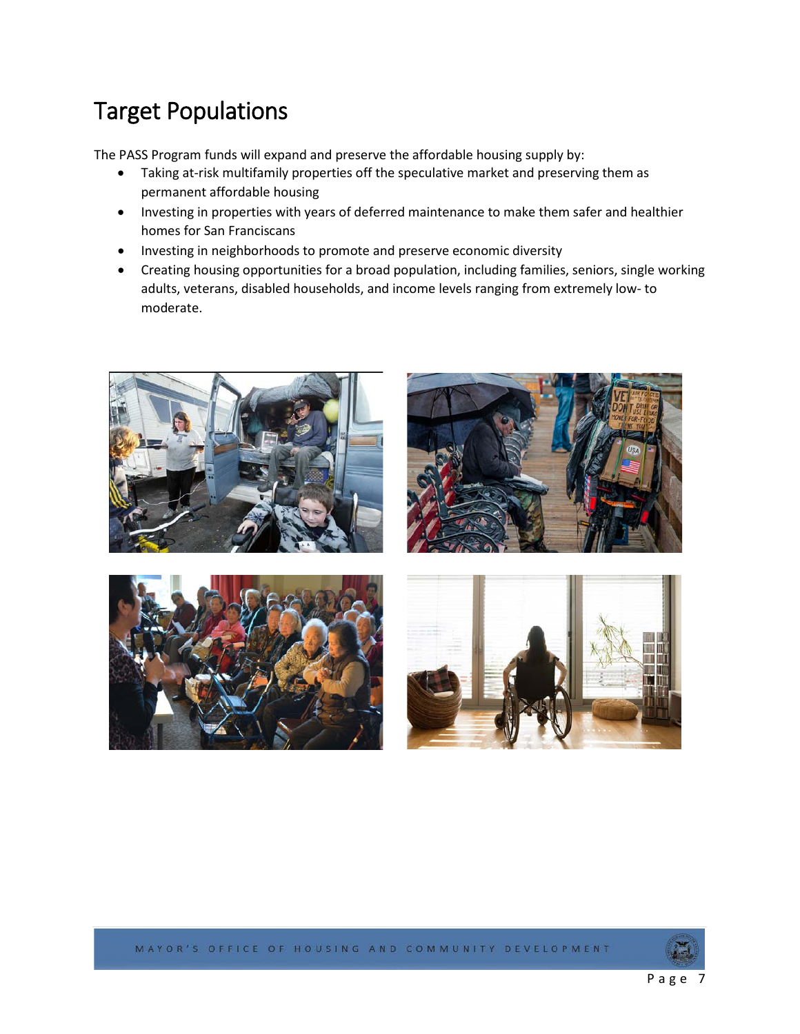# Target Populations

The PASS Program funds will expand and preserve the affordable housing supply by:

- Taking at-risk multifamily properties off the speculative market and preserving them as permanent affordable housing
- Investing in properties with years of deferred maintenance to make them safer and healthier homes for San Franciscans
- Investing in neighborhoods to promote and preserve economic diversity
- Creating housing opportunities for a broad population, including families, seniors, single working adults, veterans, disabled households, and income levels ranging from extremely low- to moderate.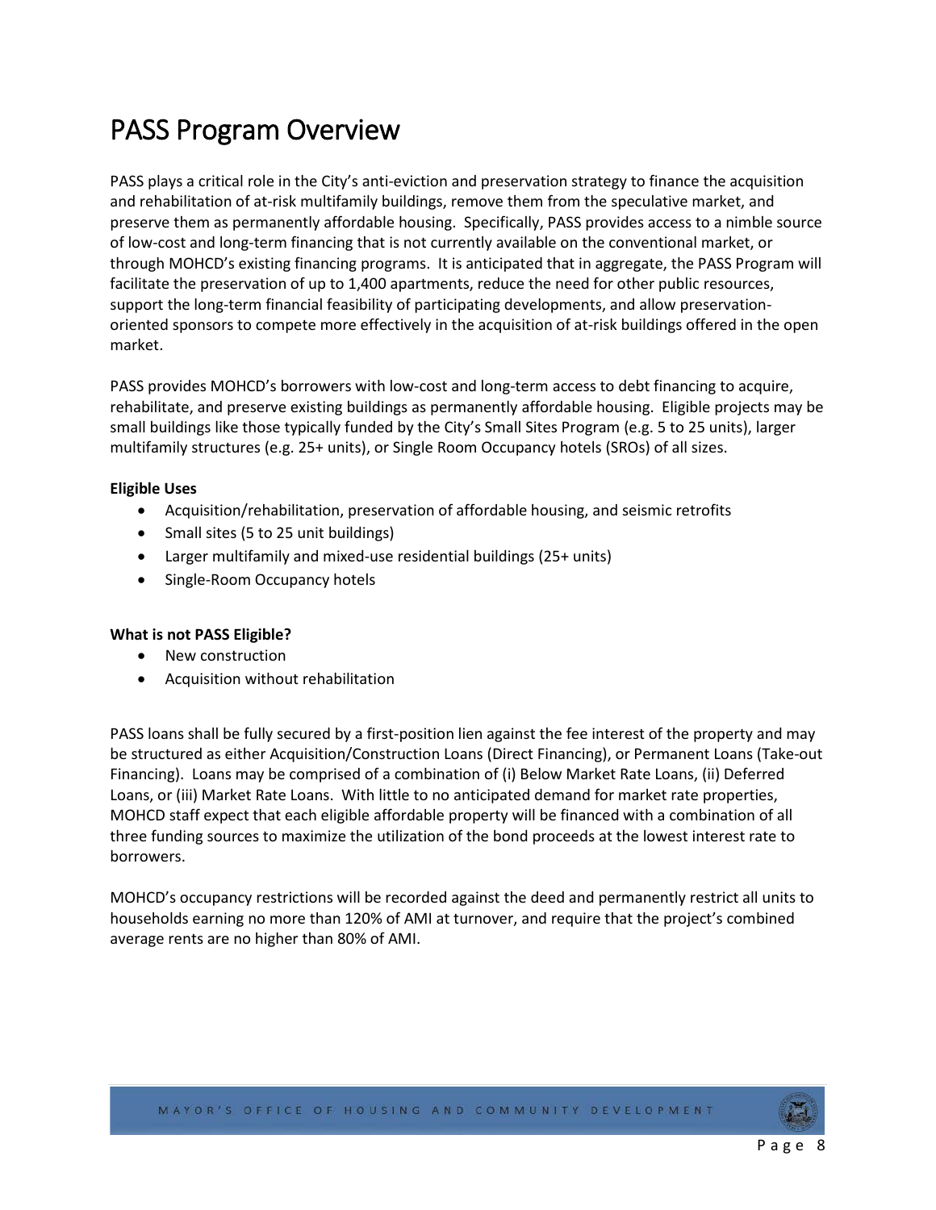# PASS Program Overview

PASS plays a critical role in the City's anti-eviction and preservation strategy to finance the acquisition and rehabilitation of at-risk multifamily buildings, remove them from the speculative market, and preserve them as permanently affordable housing. Specifically, PASS provides access to a nimble source of low-cost and long-term financing that is not currently available on the conventional market, or through MOHCD's existing financing programs. It is anticipated that in aggregate, the PASS Program will facilitate the preservation of up to 1,400 apartments, reduce the need for other public resources, support the long-term financial feasibility of participating developments, and allow preservation-oriented sponsors to compete more effectively in the acquisition of at-risk buildings offered in the open market.

PASS provides MOHCD's borrowers with low-cost and long-term access to debt financing to acquire, rehabilitate, and preserve existing buildings as permanently affordable housing. Eligible projects may be small buildings like those typically funded by the City's Small Sites Program (e.g. 5 to 25 units), larger multifamily structures (e.g. 25+ units), or Single Room Occupancy hotels (SROs) of all sizes.

**Eligible Uses**

- Acquisition/rehabilitation, preservation of affordable housing, and seismic retrofits
- Small sites (5 to 25 unit buildings)
- Larger multifamily and mixed-use residential buildings (25+ units)
- Single-Room Occupancy hotels

**What is not PASS Eligible?**

- New construction
- Acquisition without rehabilitation

PASS loans shall be fully secured by a first-position lien against the fee interest of the property and may be structured as either Acquisition/Construction Loans (Direct Financing), or Permanent Loans (Take-out Financing). Loans may be comprised of a combination of (i) Below Market Rate Loans, (ii) Deferred Loans, or (iii) Market Rate Loans. With little to no anticipated demand for market rate properties, MOHCD staff expect that each eligible affordable property will be financed with a combination of all three funding sources to maximize the utilization of the bond proceeds at the lowest interest rate to borrowers.

MOHCD's occupancy restrictions will be recorded against the deed and permanently restrict all units to households earning no more than 120% of AMI at turnover, and require that the project's combined average rents are no higher than 80% of AMI.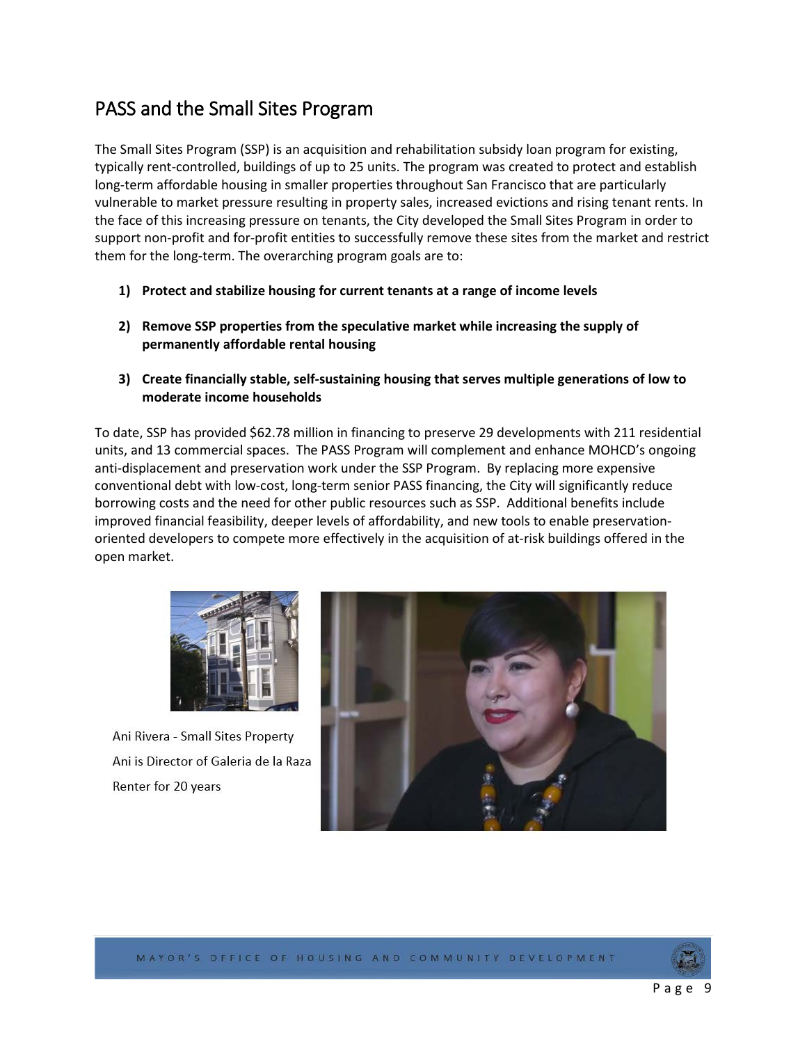## PASS and the Small Sites Program

The Small Sites Program (SSP) is an acquisition and rehabilitation subsidy loan program for existing, typically rent-controlled, buildings of up to 25 units. The program was created to protect and establish long-term affordable housing in smaller properties throughout San Francisco that are particularly vulnerable to market pressure resulting in property sales, increased evictions and rising tenant rents. In the face of this increasing pressure on tenants, the City developed the Small Sites Program in order to support non-profit and for-profit entities to successfully remove these sites from the market and restrict them for the long-term. The overarching program goals are to:

1) **Protect and stabilize housing for current tenants at a range of income levels**
2) **Remove SSP properties from the speculative market while increasing the supply of permanently affordable rental housing**
3) **Create financially stable, self-sustaining housing that serves multiple generations of low to moderate income households**

To date, SSP has provided $62.78 million in financing to preserve 29 developments with 211 residential units, and 13 commercial spaces. The PASS Program will complement and enhance MOHCD's ongoing anti-displacement and preservation work under the SSP Program. By replacing more expensive conventional debt with low-cost, long-term senior PASS financing, the City will significantly reduce borrowing costs and the need for other public resources such as SSP. Additional benefits include improved financial feasibility, deeper levels of affordability, and new tools to enable preservation-oriented developers to compete more effectively in the acquisition of at-risk buildings offered in the open market.

Ani Rivera - Small Sites Property

Ani is Director of Galeria de la Raza

Renter for 20 years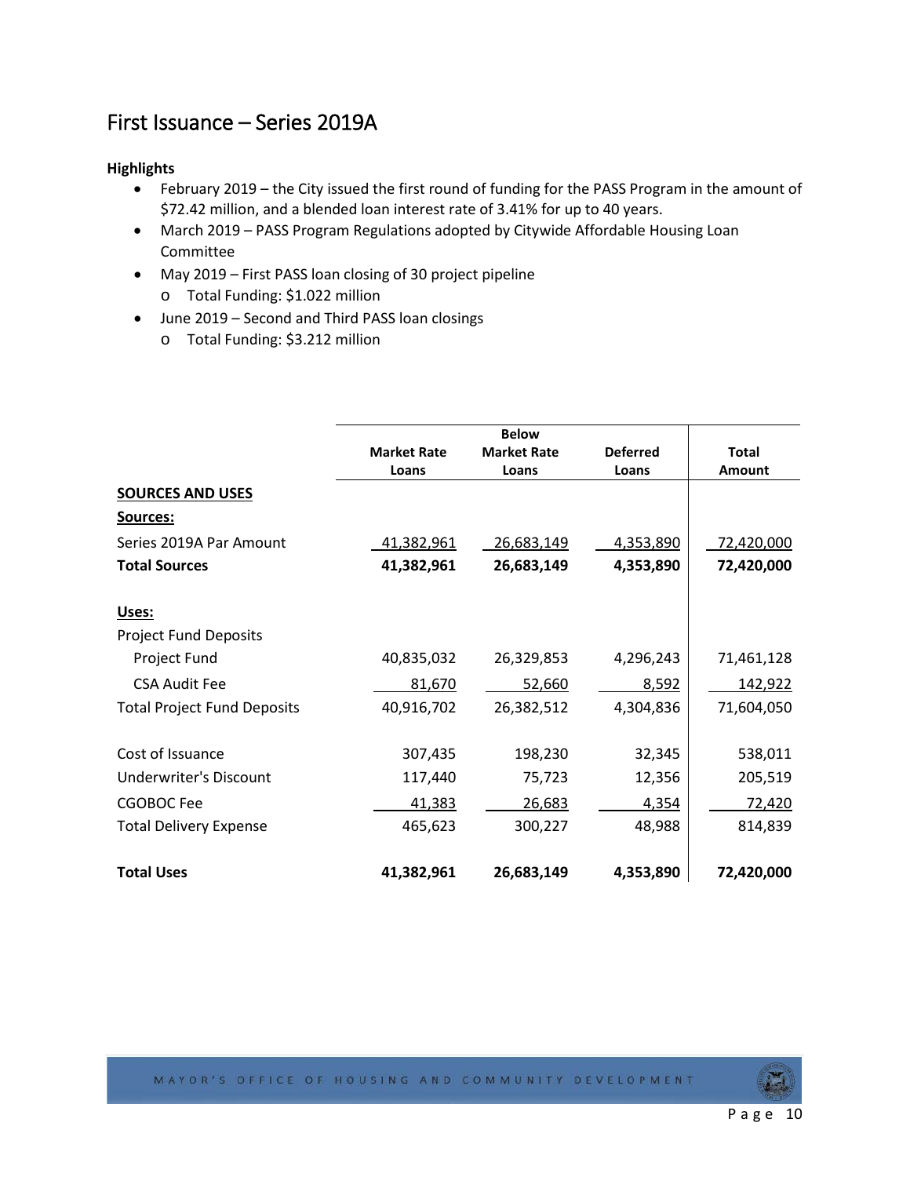# First Issuance – Series 2019A

**Highlights**

- February 2019 – the City issued the first round of funding for the PASS Program in the amount of $72.42 million, and a blended loan interest rate of 3.41% for up to 40 years.
- March 2019 – PASS Program Regulations adopted by Citywide Affordable Housing Loan Committee
- May 2019 – First PASS loan closing of 30 project pipeline
  - Total Funding: $1.022 million
- June 2019 – Second and Third PASS loan closings
  - Total Funding: $3.212 million

| | Market Rate Loans | Below Market Rate Loans | Deferred Loans | Total Amount |
|---|---|---|---|---|
| **SOURCES AND USES** | | | | |
| **Sources:** | | | | |
| Series 2019A Par Amount | 41,382,961 | 26,683,149 | 4,353,890 | 72,420,000 |
| **Total Sources** | **41,382,961** | **26,683,149** | **4,353,890** | **72,420,000** |
| **Uses:** | | | | |
| Project Fund Deposits | | | | |
| Project Fund | 40,835,032 | 26,329,853 | 4,296,243 | 71,461,128 |
| CSA Audit Fee | 81,670 | 52,660 | 8,592 | 142,922 |
| Total Project Fund Deposits | 40,916,702 | 26,382,512 | 4,304,836 | 71,604,050 |
| Cost of Issuance | 307,435 | 198,230 | 32,345 | 538,011 |
| Underwriter's Discount | 117,440 | 75,723 | 12,356 | 205,519 |
| CGOBOC Fee | 41,383 | 26,683 | 4,354 | 72,420 |
| Total Delivery Expense | 465,623 | 300,227 | 48,988 | 814,839 |
| **Total Uses** | **41,382,961** | **26,683,149** | **4,353,890** | **72,420,000** |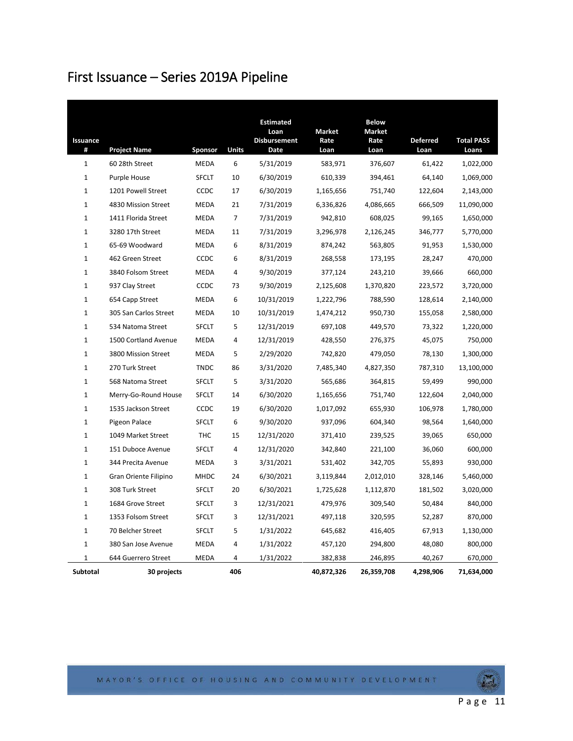# First Issuance – Series 2019A Pipeline

| Issuance # | Project Name | Sponsor | Units | Estimated Loan Disbursement Date | Market Rate Loan | Below Market Rate Loan | Deferred Loan | Total PASS Loans |
|---|---|---|---|---|---|---|---|---|
| 1 | 60 28th Street | MEDA | 6 | 5/31/2019 | 583,971 | 376,607 | 61,422 | 1,022,000 |
| 1 | Purple House | SFCLT | 10 | 6/30/2019 | 610,339 | 394,461 | 64,140 | 1,069,000 |
| 1 | 1201 Powell Street | CCDC | 17 | 6/30/2019 | 1,165,656 | 751,740 | 122,604 | 2,143,000 |
| 1 | 4830 Mission Street | MEDA | 21 | 7/31/2019 | 6,336,826 | 4,086,665 | 666,509 | 11,090,000 |
| 1 | 1411 Florida Street | MEDA | 7 | 7/31/2019 | 942,810 | 608,025 | 99,165 | 1,650,000 |
| 1 | 3280 17th Street | MEDA | 11 | 7/31/2019 | 3,296,978 | 2,126,245 | 346,777 | 5,770,000 |
| 1 | 65-69 Woodward | MEDA | 6 | 8/31/2019 | 874,242 | 563,805 | 91,953 | 1,530,000 |
| 1 | 462 Green Street | CCDC | 6 | 8/31/2019 | 268,558 | 173,195 | 28,247 | 470,000 |
| 1 | 3840 Folsom Street | MEDA | 4 | 9/30/2019 | 377,124 | 243,210 | 39,666 | 660,000 |
| 1 | 937 Clay Street | CCDC | 73 | 9/30/2019 | 2,125,608 | 1,370,820 | 223,572 | 3,720,000 |
| 1 | 654 Capp Street | MEDA | 6 | 10/31/2019 | 1,222,796 | 788,590 | 128,614 | 2,140,000 |
| 1 | 305 San Carlos Street | MEDA | 10 | 10/31/2019 | 1,474,212 | 950,730 | 155,058 | 2,580,000 |
| 1 | 534 Natoma Street | SFCLT | 5 | 12/31/2019 | 697,108 | 449,570 | 73,322 | 1,220,000 |
| 1 | 1500 Cortland Avenue | MEDA | 4 | 12/31/2019 | 428,550 | 276,375 | 45,075 | 750,000 |
| 1 | 3800 Mission Street | MEDA | 5 | 2/29/2020 | 742,820 | 479,050 | 78,130 | 1,300,000 |
| 1 | 270 Turk Street | TNDC | 86 | 3/31/2020 | 7,485,340 | 4,827,350 | 787,310 | 13,100,000 |
| 1 | 568 Natoma Street | SFCLT | 5 | 3/31/2020 | 565,686 | 364,815 | 59,499 | 990,000 |
| 1 | Merry-Go-Round House | SFCLT | 14 | 6/30/2020 | 1,165,656 | 751,740 | 122,604 | 2,040,000 |
| 1 | 1535 Jackson Street | CCDC | 19 | 6/30/2020 | 1,017,092 | 655,930 | 106,978 | 1,780,000 |
| 1 | Pigeon Palace | SFCLT | 6 | 9/30/2020 | 937,096 | 604,340 | 98,564 | 1,640,000 |
| 1 | 1049 Market Street | THC | 15 | 12/31/2020 | 371,410 | 239,525 | 39,065 | 650,000 |
| 1 | 151 Duboce Avenue | SFCLT | 4 | 12/31/2020 | 342,840 | 221,100 | 36,060 | 600,000 |
| 1 | 344 Precita Avenue | MEDA | 3 | 3/31/2021 | 531,402 | 342,705 | 55,893 | 930,000 |
| 1 | Gran Oriente Filipino | MHDC | 24 | 6/30/2021 | 3,119,844 | 2,012,010 | 328,146 | 5,460,000 |
| 1 | 308 Turk Street | SFCLT | 20 | 6/30/2021 | 1,725,628 | 1,112,870 | 181,502 | 3,020,000 |
| 1 | 1684 Grove Street | SFCLT | 3 | 12/31/2021 | 479,976 | 309,540 | 50,484 | 840,000 |
| 1 | 1353 Folsom Street | SFCLT | 3 | 12/31/2021 | 497,118 | 320,595 | 52,287 | 870,000 |
| 1 | 70 Belcher Street | SFCLT | 5 | 1/31/2022 | 645,682 | 416,405 | 67,913 | 1,130,000 |
| 1 | 380 San Jose Avenue | MEDA | 4 | 1/31/2022 | 457,120 | 294,800 | 48,080 | 800,000 |
| 1 | 644 Guerrero Street | MEDA | 4 | 1/31/2022 | 382,838 | 246,895 | 40,267 | 670,000 |
| **Subtotal** | **30 projects** | | **406** | | **40,872,326** | **26,359,708** | **4,298,906** | **71,634,000** |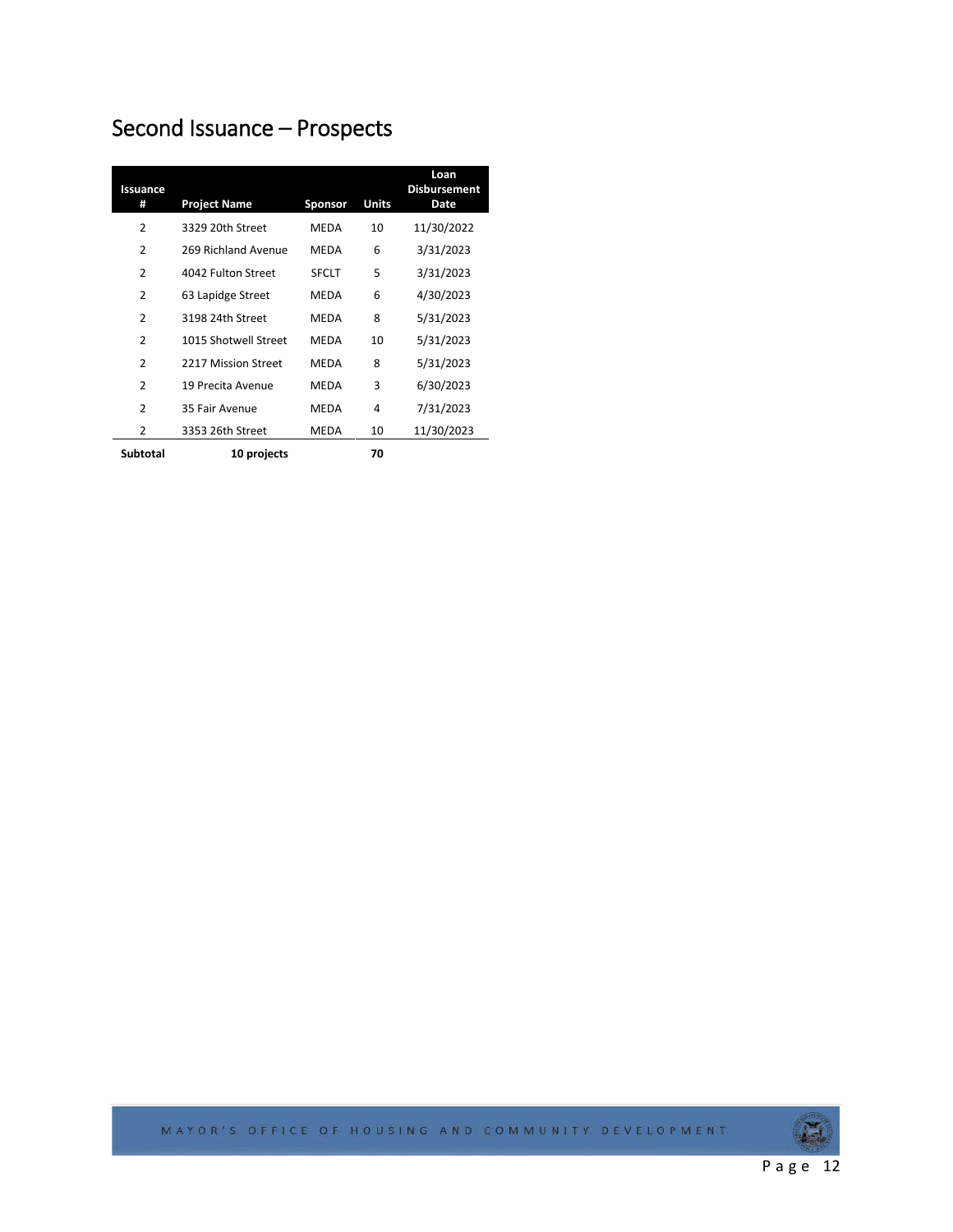## Second Issuance – Prospects

| Issuance # | Project Name | Sponsor | Units | Loan Disbursement Date |
|---|---|---|---|---|
| 2 | 3329 20th Street | MEDA | 10 | 11/30/2022 |
| 2 | 269 Richland Avenue | MEDA | 6 | 3/31/2023 |
| 2 | 4042 Fulton Street | SFCLT | 5 | 3/31/2023 |
| 2 | 63 Lapidge Street | MEDA | 6 | 4/30/2023 |
| 2 | 3198 24th Street | MEDA | 8 | 5/31/2023 |
| 2 | 1015 Shotwell Street | MEDA | 10 | 5/31/2023 |
| 2 | 2217 Mission Street | MEDA | 8 | 5/31/2023 |
| 2 | 19 Precita Avenue | MEDA | 3 | 6/30/2023 |
| 2 | 35 Fair Avenue | MEDA | 4 | 7/31/2023 |
| 2 | 3353 26th Street | MEDA | 10 | 11/30/2023 |
| **Subtotal** | **10 projects** | | **70** | |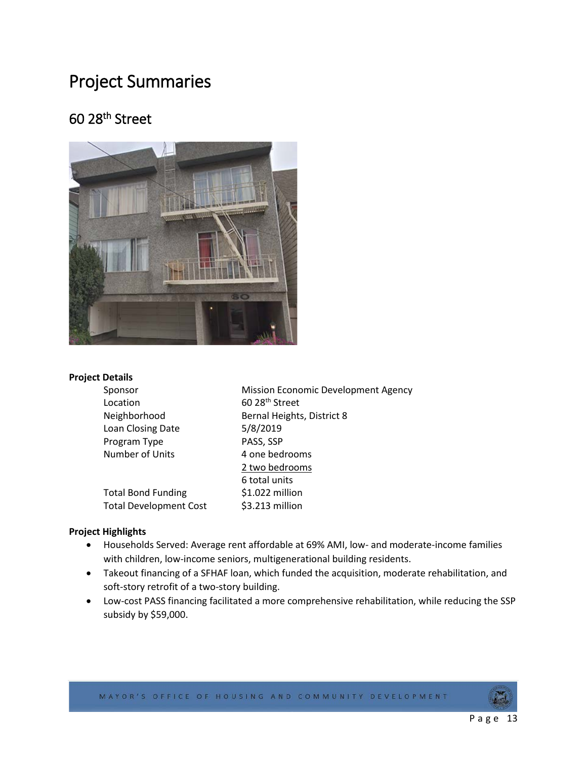# Project Summaries

## 60 28th Street

**Project Details**

| | |
|---|---|
| Sponsor | Mission Economic Development Agency |
| Location | 60 28th Street |
| Neighborhood | Bernal Heights, District 8 |
| Loan Closing Date | 5/8/2019 |
| Program Type | PASS, SSP |
| Number of Units | 4 one bedrooms<br>2 two bedrooms<br>6 total units |
| Total Bond Funding | $1.022 million |
| Total Development Cost | $3.213 million |

**Project Highlights**

- Households Served: Average rent affordable at 69% AMI, low- and moderate-income families with children, low-income seniors, multigenerational building residents.
- Takeout financing of a SFHAF loan, which funded the acquisition, moderate rehabilitation, and soft-story retrofit of a two-story building.
- Low-cost PASS financing facilitated a more comprehensive rehabilitation, while reducing the SSP subsidy by $59,000.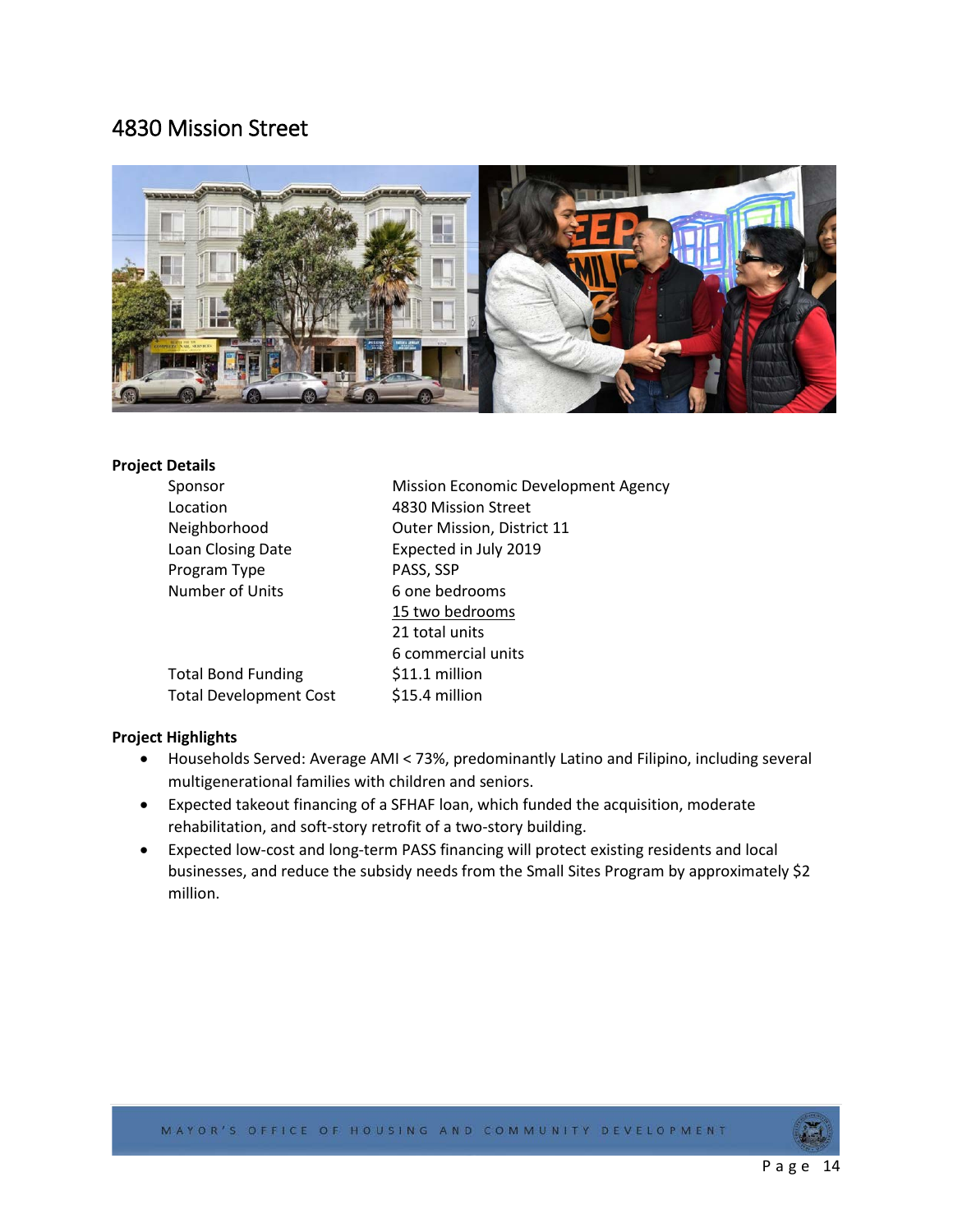## 4830 Mission Street

**Project Details**

| | |
|---|---|
| Sponsor | Mission Economic Development Agency |
| Location | 4830 Mission Street |
| Neighborhood | Outer Mission, District 11 |
| Loan Closing Date | Expected in July 2019 |
| Program Type | PASS, SSP |
| Number of Units | 6 one bedrooms<br>15 two bedrooms<br>21 total units<br>6 commercial units |
| Total Bond Funding | $11.1 million |
| Total Development Cost | $15.4 million |

**Project Highlights**

- Households Served: Average AMI < 73%, predominantly Latino and Filipino, including several multigenerational families with children and seniors.
- Expected takeout financing of a SFHAF loan, which funded the acquisition, moderate rehabilitation, and soft-story retrofit of a two-story building.
- Expected low-cost and long-term PASS financing will protect existing residents and local businesses, and reduce the subsidy needs from the Small Sites Program by approximately $2 million.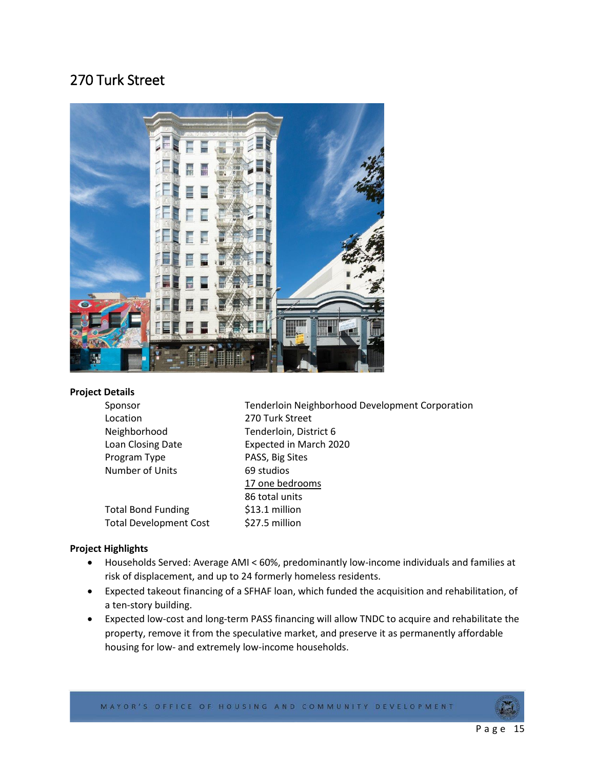# 270 Turk Street

**Project Details**

| | |
|---|---|
| Sponsor | Tenderloin Neighborhood Development Corporation |
| Location | 270 Turk Street |
| Neighborhood | Tenderloin, District 6 |
| Loan Closing Date | Expected in March 2020 |
| Program Type | PASS, Big Sites |
| Number of Units | 69 studios |
| | 17 one bedrooms |
| | 86 total units |
| Total Bond Funding | $13.1 million |
| Total Development Cost | $27.5 million |

**Project Highlights**

- Households Served: Average AMI < 60%, predominantly low-income individuals and families at risk of displacement, and up to 24 formerly homeless residents.
- Expected takeout financing of a SFHAF loan, which funded the acquisition and rehabilitation, of a ten-story building.
- Expected low-cost and long-term PASS financing will allow TNDC to acquire and rehabilitate the property, remove it from the speculative market, and preserve it as permanently affordable housing for low- and extremely low-income households.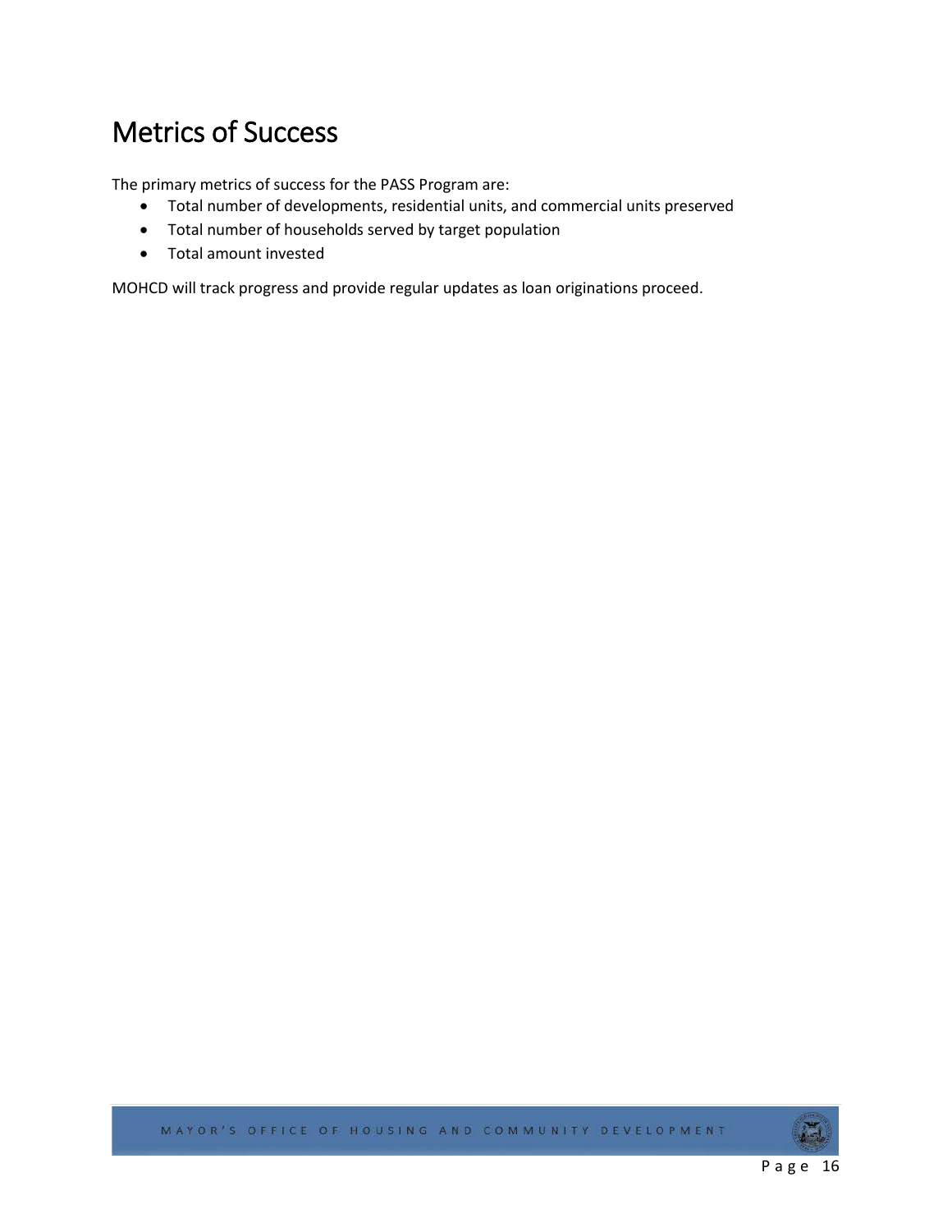# Metrics of Success

The primary metrics of success for the PASS Program are:

- Total number of developments, residential units, and commercial units preserved
- Total number of households served by target population
- Total amount invested

MOHCD will track progress and provide regular updates as loan originations proceed.